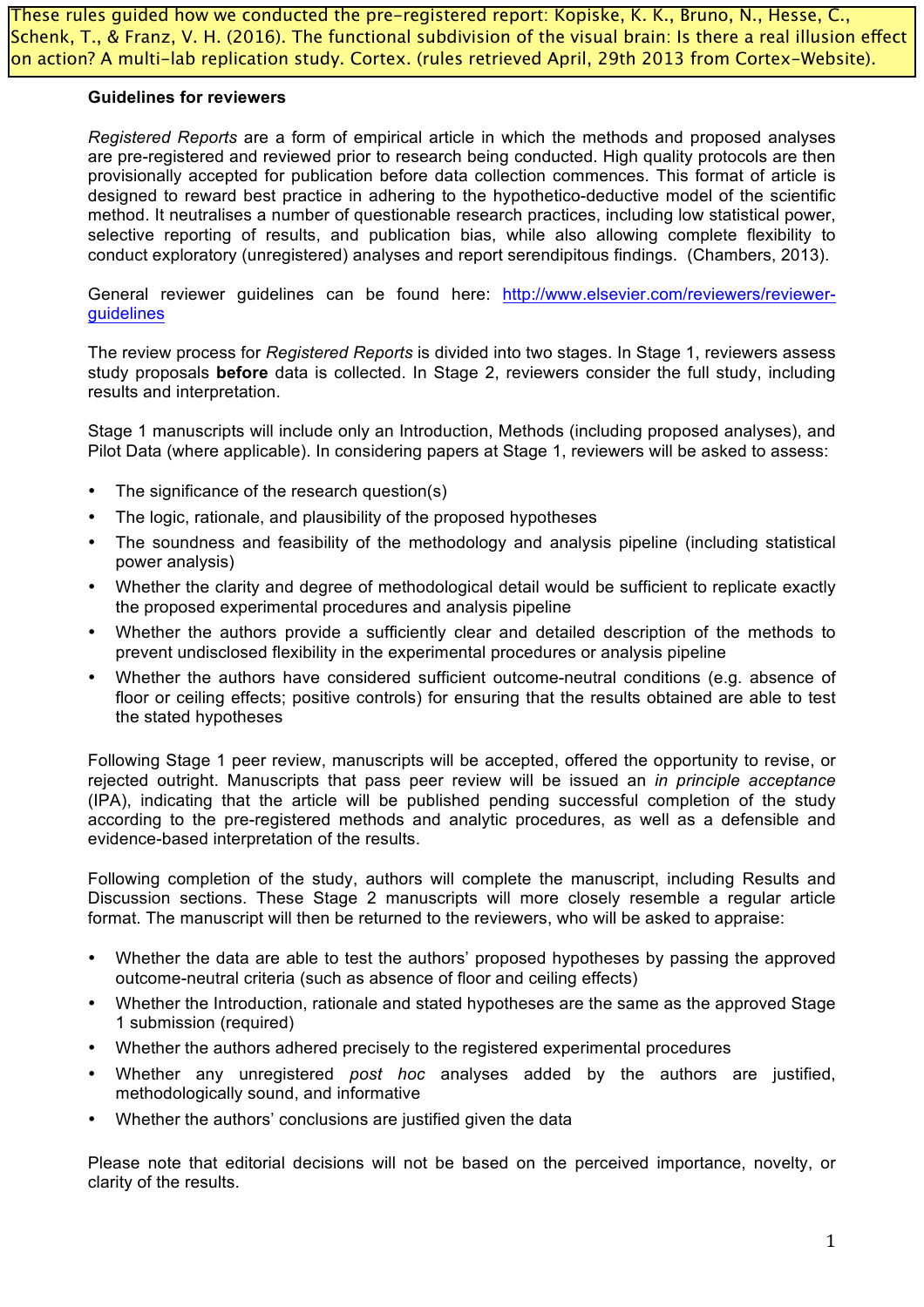These rules guided how we conducted the pre-registered report: Kopiske, K. K., Bruno, N., Hesse, C., Schenk, T., & Franz, V. H. (2016). The functional subdivision of the visual brain: Is there a real illusion effect on action? A multi-lab replication study. Cortex. (rules retrieved April, 29th 2013 from Cortex-Website).

**Guidelines for reviewers**

*Registered Reports* are a form of empirical article in which the methods and proposed analyses are pre-registered and reviewed prior to research being conducted. High quality protocols are then provisionally accepted for publication before data collection commences. This format of article is designed to reward best practice in adhering to the hypothetico-deductive model of the scientific method. It neutralises a number of questionable research practices, including low statistical power, selective reporting of results, and publication bias, while also allowing complete flexibility to conduct exploratory (unregistered) analyses and report serendipitous findings. (Chambers, 2013).

General reviewer guidelines can be found here: http://www.elsevier.com/reviewers/reviewer-guidelines

The review process for *Registered Reports* is divided into two stages. In Stage 1, reviewers assess study proposals **before** data is collected. In Stage 2, reviewers consider the full study, including results and interpretation.

Stage 1 manuscripts will include only an Introduction, Methods (including proposed analyses), and Pilot Data (where applicable). In considering papers at Stage 1, reviewers will be asked to assess:

- The significance of the research question(s)
- The logic, rationale, and plausibility of the proposed hypotheses
- The soundness and feasibility of the methodology and analysis pipeline (including statistical power analysis)
- Whether the clarity and degree of methodological detail would be sufficient to replicate exactly the proposed experimental procedures and analysis pipeline
- Whether the authors provide a sufficiently clear and detailed description of the methods to prevent undisclosed flexibility in the experimental procedures or analysis pipeline
- Whether the authors have considered sufficient outcome-neutral conditions (e.g. absence of floor or ceiling effects; positive controls) for ensuring that the results obtained are able to test the stated hypotheses

Following Stage 1 peer review, manuscripts will be accepted, offered the opportunity to revise, or rejected outright. Manuscripts that pass peer review will be issued an *in principle acceptance* (IPA), indicating that the article will be published pending successful completion of the study according to the pre-registered methods and analytic procedures, as well as a defensible and evidence-based interpretation of the results.

Following completion of the study, authors will complete the manuscript, including Results and Discussion sections. These Stage 2 manuscripts will more closely resemble a regular article format. The manuscript will then be returned to the reviewers, who will be asked to appraise:

- Whether the data are able to test the authors' proposed hypotheses by passing the approved outcome-neutral criteria (such as absence of floor and ceiling effects)
- Whether the Introduction, rationale and stated hypotheses are the same as the approved Stage 1 submission (required)
- Whether the authors adhered precisely to the registered experimental procedures
- Whether any unregistered *post hoc* analyses added by the authors are justified, methodologically sound, and informative
- Whether the authors' conclusions are justified given the data

Please note that editorial decisions will not be based on the perceived importance, novelty, or clarity of the results.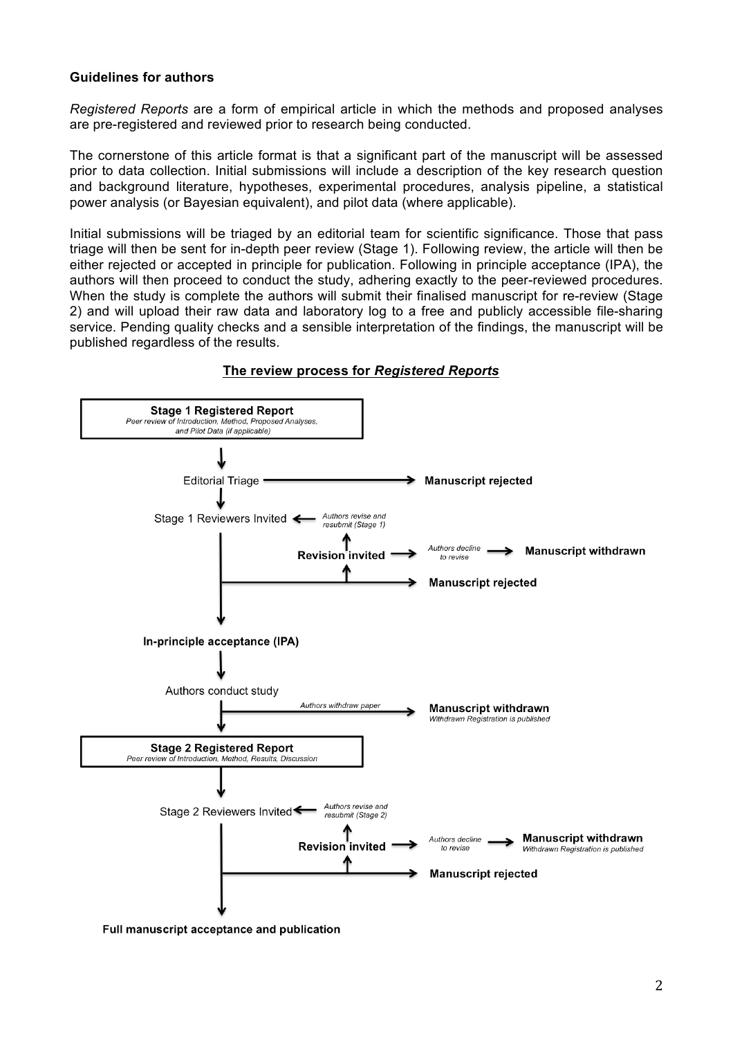**Guidelines for authors**

*Registered Reports* are a form of empirical article in which the methods and proposed analyses are pre-registered and reviewed prior to research being conducted.

The cornerstone of this article format is that a significant part of the manuscript will be assessed prior to data collection. Initial submissions will include a description of the key research question and background literature, hypotheses, experimental procedures, analysis pipeline, a statistical power analysis (or Bayesian equivalent), and pilot data (where applicable).

Initial submissions will be triaged by an editorial team for scientific significance. Those that pass triage will then be sent for in-depth peer review (Stage 1). Following review, the article will then be either rejected or accepted in principle for publication. Following in principle acceptance (IPA), the authors will then proceed to conduct the study, adhering exactly to the peer-reviewed procedures. When the study is complete the authors will submit their finalised manuscript for re-review (Stage 2) and will upload their raw data and laboratory log to a free and publicly accessible file-sharing service. Pending quality checks and a sensible interpretation of the findings, the manuscript will be published regardless of the results.

**The review process for *Registered Reports***

**Stage 1 Registered Report**
*Peer review of Introduction, Method, Proposed Analyses, and Pilot Data (if applicable)*

Editorial Triage → **Manuscript rejected**

Stage 1 Reviewers Invited ← *Authors revise and resubmit (Stage 1)*

**Revision invited** → *Authors decline to revise* → **Manuscript withdrawn**

→ **Manuscript rejected**

**In-principle acceptance (IPA)**

Authors conduct study → *Authors withdraw paper* → **Manuscript withdrawn** *Withdrawn Registration is published*

**Stage 2 Registered Report**
*Peer review of Introduction, Method, Results, Discussion*

Stage 2 Reviewers Invited ← *Authors revise and resubmit (Stage 2)*

**Revision invited** → *Authors decline to revise* → **Manuscript withdrawn** *Withdrawn Registration is published*

→ **Manuscript rejected**

**Full manuscript acceptance and publication**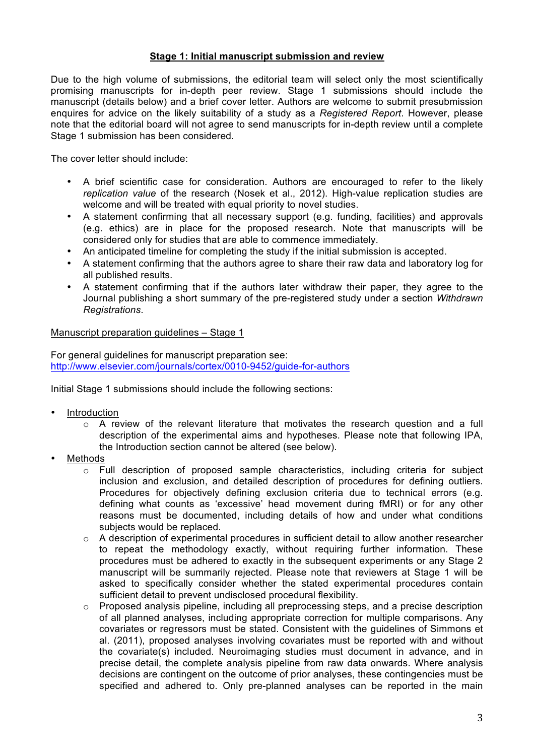## Stage 1: Initial manuscript submission and review

Due to the high volume of submissions, the editorial team will select only the most scientifically promising manuscripts for in-depth peer review. Stage 1 submissions should include the manuscript (details below) and a brief cover letter. Authors are welcome to submit presubmission enquires for advice on the likely suitability of a study as a *Registered Report*. However, please note that the editorial board will not agree to send manuscripts for in-depth review until a complete Stage 1 submission has been considered.

The cover letter should include:

- A brief scientific case for consideration. Authors are encouraged to refer to the likely *replication value* of the research (Nosek et al., 2012). High-value replication studies are welcome and will be treated with equal priority to novel studies.
- A statement confirming that all necessary support (e.g. funding, facilities) and approvals (e.g. ethics) are in place for the proposed research. Note that manuscripts will be considered only for studies that are able to commence immediately.
- An anticipated timeline for completing the study if the initial submission is accepted.
- A statement confirming that the authors agree to share their raw data and laboratory log for all published results.
- A statement confirming that if the authors later withdraw their paper, they agree to the Journal publishing a short summary of the pre-registered study under a section *Withdrawn Registrations*.

Manuscript preparation guidelines – Stage 1

For general guidelines for manuscript preparation see:
http://www.elsevier.com/journals/cortex/0010-9452/guide-for-authors

Initial Stage 1 submissions should include the following sections:

- Introduction
  - A review of the relevant literature that motivates the research question and a full description of the experimental aims and hypotheses. Please note that following IPA, the Introduction section cannot be altered (see below).
- Methods
  - Full description of proposed sample characteristics, including criteria for subject inclusion and exclusion, and detailed description of procedures for defining outliers. Procedures for objectively defining exclusion criteria due to technical errors (e.g. defining what counts as 'excessive' head movement during fMRI) or for any other reasons must be documented, including details of how and under what conditions subjects would be replaced.
  - A description of experimental procedures in sufficient detail to allow another researcher to repeat the methodology exactly, without requiring further information. These procedures must be adhered to exactly in the subsequent experiments or any Stage 2 manuscript will be summarily rejected. Please note that reviewers at Stage 1 will be asked to specifically consider whether the stated experimental procedures contain sufficient detail to prevent undisclosed procedural flexibility.
  - Proposed analysis pipeline, including all preprocessing steps, and a precise description of all planned analyses, including appropriate correction for multiple comparisons. Any covariates or regressors must be stated. Consistent with the guidelines of Simmons et al. (2011), proposed analyses involving covariates must be reported with and without the covariate(s) included. Neuroimaging studies must document in advance, and in precise detail, the complete analysis pipeline from raw data onwards. Where analysis decisions are contingent on the outcome of prior analyses, these contingencies must be specified and adhered to. Only pre-planned analyses can be reported in the main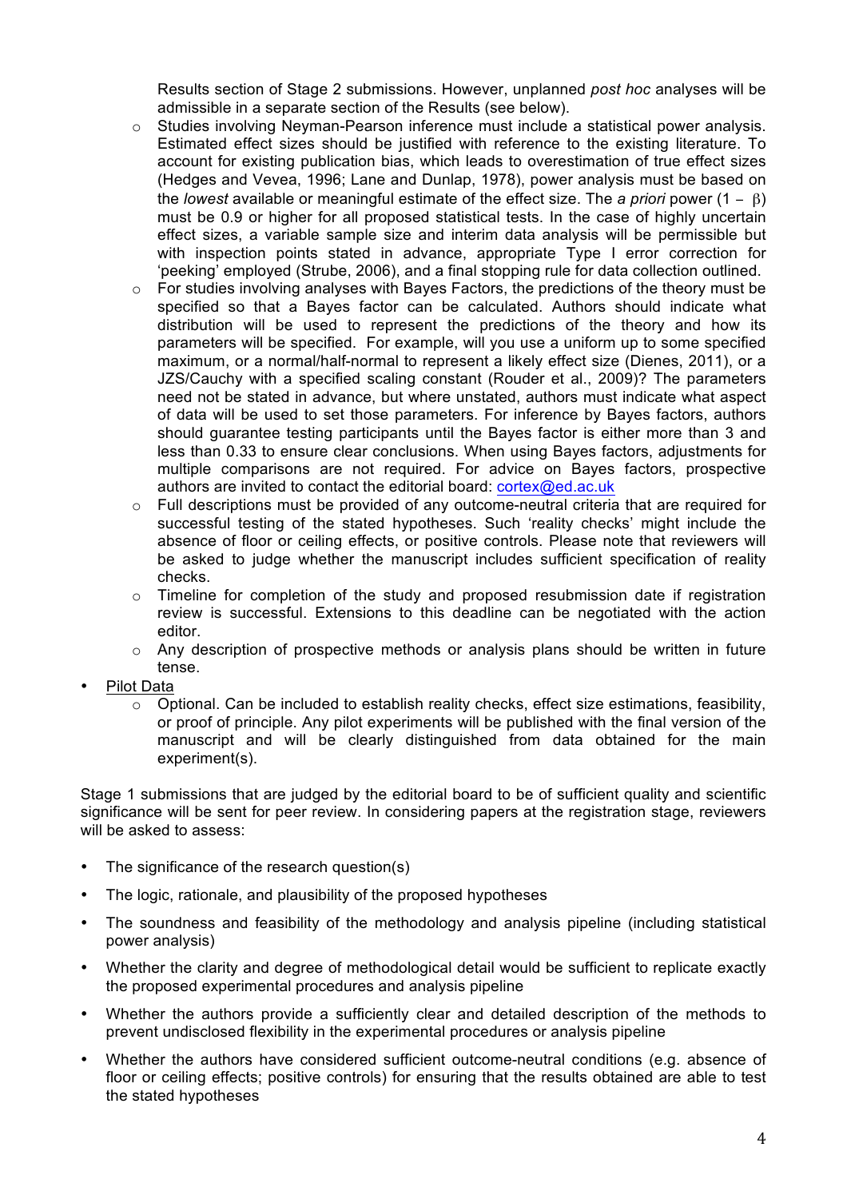Results section of Stage 2 submissions. However, unplanned *post hoc* analyses will be admissible in a separate section of the Results (see below).

  - Studies involving Neyman-Pearson inference must include a statistical power analysis. Estimated effect sizes should be justified with reference to the existing literature. To account for existing publication bias, which leads to overestimation of true effect sizes (Hedges and Vevea, 1996; Lane and Dunlap, 1978), power analysis must be based on the *lowest* available or meaningful estimate of the effect size. The *a priori* power ($1 - \beta$) must be 0.9 or higher for all proposed statistical tests. In the case of highly uncertain effect sizes, a variable sample size and interim data analysis will be permissible but with inspection points stated in advance, appropriate Type I error correction for 'peeking' employed (Strube, 2006), and a final stopping rule for data collection outlined.
  - For studies involving analyses with Bayes Factors, the predictions of the theory must be specified so that a Bayes factor can be calculated. Authors should indicate what distribution will be used to represent the predictions of the theory and how its parameters will be specified. For example, will you use a uniform up to some specified maximum, or a normal/half-normal to represent a likely effect size (Dienes, 2011), or a JZS/Cauchy with a specified scaling constant (Rouder et al., 2009)? The parameters need not be stated in advance, but where unstated, authors must indicate what aspect of data will be used to set those parameters. For inference by Bayes factors, authors should guarantee testing participants until the Bayes factor is either more than 3 and less than 0.33 to ensure clear conclusions. When using Bayes factors, adjustments for multiple comparisons are not required. For advice on Bayes factors, prospective authors are invited to contact the editorial board: cortex@ed.ac.uk
  - Full descriptions must be provided of any outcome-neutral criteria that are required for successful testing of the stated hypotheses. Such 'reality checks' might include the absence of floor or ceiling effects, or positive controls. Please note that reviewers will be asked to judge whether the manuscript includes sufficient specification of reality checks.
  - Timeline for completion of the study and proposed resubmission date if registration review is successful. Extensions to this deadline can be negotiated with the action editor.
  - Any description of prospective methods or analysis plans should be written in future tense.

- Pilot Data
  - Optional. Can be included to establish reality checks, effect size estimations, feasibility, or proof of principle. Any pilot experiments will be published with the final version of the manuscript and will be clearly distinguished from data obtained for the main experiment(s).

Stage 1 submissions that are judged by the editorial board to be of sufficient quality and scientific significance will be sent for peer review. In considering papers at the registration stage, reviewers will be asked to assess:

- The significance of the research question(s)
- The logic, rationale, and plausibility of the proposed hypotheses
- The soundness and feasibility of the methodology and analysis pipeline (including statistical power analysis)
- Whether the clarity and degree of methodological detail would be sufficient to replicate exactly the proposed experimental procedures and analysis pipeline
- Whether the authors provide a sufficiently clear and detailed description of the methods to prevent undisclosed flexibility in the experimental procedures or analysis pipeline
- Whether the authors have considered sufficient outcome-neutral conditions (e.g. absence of floor or ceiling effects; positive controls) for ensuring that the results obtained are able to test the stated hypotheses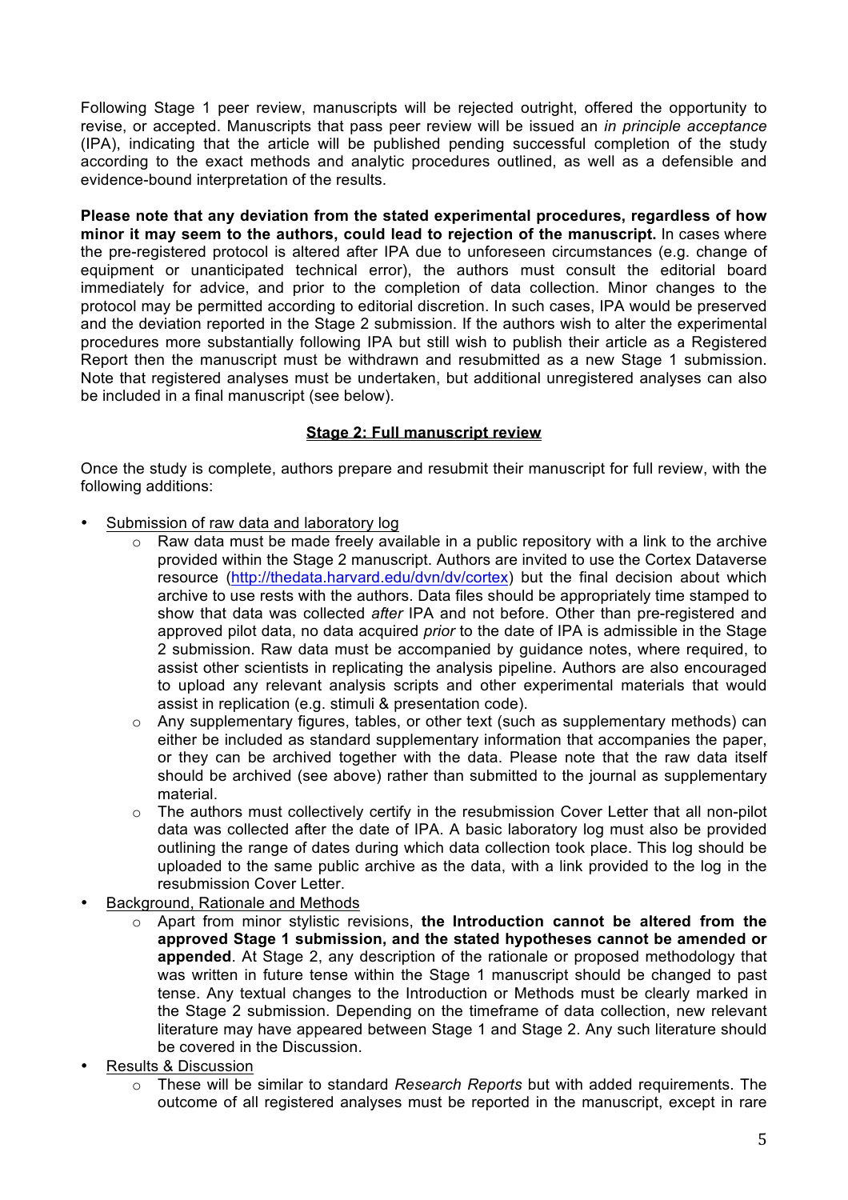Following Stage 1 peer review, manuscripts will be rejected outright, offered the opportunity to revise, or accepted. Manuscripts that pass peer review will be issued an *in principle acceptance* (IPA), indicating that the article will be published pending successful completion of the study according to the exact methods and analytic procedures outlined, as well as a defensible and evidence-bound interpretation of the results.

**Please note that any deviation from the stated experimental procedures, regardless of how minor it may seem to the authors, could lead to rejection of the manuscript.** In cases where the pre-registered protocol is altered after IPA due to unforeseen circumstances (e.g. change of equipment or unanticipated technical error), the authors must consult the editorial board immediately for advice, and prior to the completion of data collection. Minor changes to the protocol may be permitted according to editorial discretion. In such cases, IPA would be preserved and the deviation reported in the Stage 2 submission. If the authors wish to alter the experimental procedures more substantially following IPA but still wish to publish their article as a Registered Report then the manuscript must be withdrawn and resubmitted as a new Stage 1 submission. Note that registered analyses must be undertaken, but additional unregistered analyses can also be included in a final manuscript (see below).

## Stage 2: Full manuscript review

Once the study is complete, authors prepare and resubmit their manuscript for full review, with the following additions:

- Submission of raw data and laboratory log
    - Raw data must be made freely available in a public repository with a link to the archive provided within the Stage 2 manuscript. Authors are invited to use the Cortex Dataverse resource (http://thedata.harvard.edu/dvn/dv/cortex) but the final decision about which archive to use rests with the authors. Data files should be appropriately time stamped to show that data was collected *after* IPA and not before. Other than pre-registered and approved pilot data, no data acquired *prior* to the date of IPA is admissible in the Stage 2 submission. Raw data must be accompanied by guidance notes, where required, to assist other scientists in replicating the analysis pipeline. Authors are also encouraged to upload any relevant analysis scripts and other experimental materials that would assist in replication (e.g. stimuli & presentation code).
    - Any supplementary figures, tables, or other text (such as supplementary methods) can either be included as standard supplementary information that accompanies the paper, or they can be archived together with the data. Please note that the raw data itself should be archived (see above) rather than submitted to the journal as supplementary material.
    - The authors must collectively certify in the resubmission Cover Letter that all non-pilot data was collected after the date of IPA. A basic laboratory log must also be provided outlining the range of dates during which data collection took place. This log should be uploaded to the same public archive as the data, with a link provided to the log in the resubmission Cover Letter.
- Background, Rationale and Methods
    - Apart from minor stylistic revisions, **the Introduction cannot be altered from the approved Stage 1 submission, and the stated hypotheses cannot be amended or appended**. At Stage 2, any description of the rationale or proposed methodology that was written in future tense within the Stage 1 manuscript should be changed to past tense. Any textual changes to the Introduction or Methods must be clearly marked in the Stage 2 submission. Depending on the timeframe of data collection, new relevant literature may have appeared between Stage 1 and Stage 2. Any such literature should be covered in the Discussion.
- Results & Discussion
    - These will be similar to standard *Research Reports* but with added requirements. The outcome of all registered analyses must be reported in the manuscript, except in rare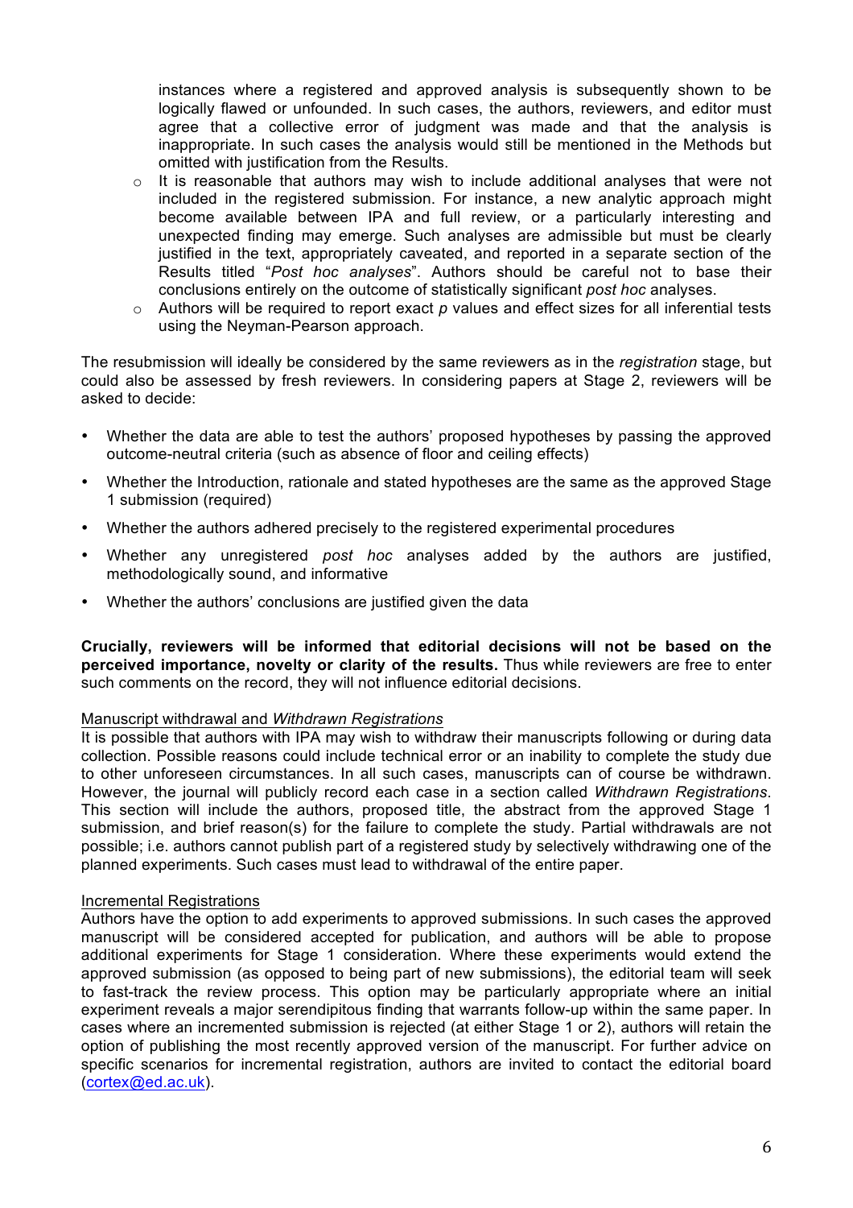instances where a registered and approved analysis is subsequently shown to be logically flawed or unfounded. In such cases, the authors, reviewers, and editor must agree that a collective error of judgment was made and that the analysis is inappropriate. In such cases the analysis would still be mentioned in the Methods but omitted with justification from the Results.

- It is reasonable that authors may wish to include additional analyses that were not included in the registered submission. For instance, a new analytic approach might become available between IPA and full review, or a particularly interesting and unexpected finding may emerge. Such analyses are admissible but must be clearly justified in the text, appropriately caveated, and reported in a separate section of the Results titled "*Post hoc analyses*". Authors should be careful not to base their conclusions entirely on the outcome of statistically significant *post hoc* analyses.
- Authors will be required to report exact *p* values and effect sizes for all inferential tests using the Neyman-Pearson approach.

The resubmission will ideally be considered by the same reviewers as in the *registration* stage, but could also be assessed by fresh reviewers. In considering papers at Stage 2, reviewers will be asked to decide:

- Whether the data are able to test the authors' proposed hypotheses by passing the approved outcome-neutral criteria (such as absence of floor and ceiling effects)
- Whether the Introduction, rationale and stated hypotheses are the same as the approved Stage 1 submission (required)
- Whether the authors adhered precisely to the registered experimental procedures
- Whether any unregistered *post hoc* analyses added by the authors are justified, methodologically sound, and informative
- Whether the authors' conclusions are justified given the data

**Crucially, reviewers will be informed that editorial decisions will not be based on the perceived importance, novelty or clarity of the results.** Thus while reviewers are free to enter such comments on the record, they will not influence editorial decisions.

Manuscript withdrawal and *Withdrawn Registrations*

It is possible that authors with IPA may wish to withdraw their manuscripts following or during data collection. Possible reasons could include technical error or an inability to complete the study due to other unforeseen circumstances. In all such cases, manuscripts can of course be withdrawn. However, the journal will publicly record each case in a section called *Withdrawn Registrations*. This section will include the authors, proposed title, the abstract from the approved Stage 1 submission, and brief reason(s) for the failure to complete the study. Partial withdrawals are not possible; i.e. authors cannot publish part of a registered study by selectively withdrawing one of the planned experiments. Such cases must lead to withdrawal of the entire paper.

Incremental Registrations

Authors have the option to add experiments to approved submissions. In such cases the approved manuscript will be considered accepted for publication, and authors will be able to propose additional experiments for Stage 1 consideration. Where these experiments would extend the approved submission (as opposed to being part of new submissions), the editorial team will seek to fast-track the review process. This option may be particularly appropriate where an initial experiment reveals a major serendipitous finding that warrants follow-up within the same paper. In cases where an incremented submission is rejected (at either Stage 1 or 2), authors will retain the option of publishing the most recently approved version of the manuscript. For further advice on specific scenarios for incremental registration, authors are invited to contact the editorial board (cortex@ed.ac.uk).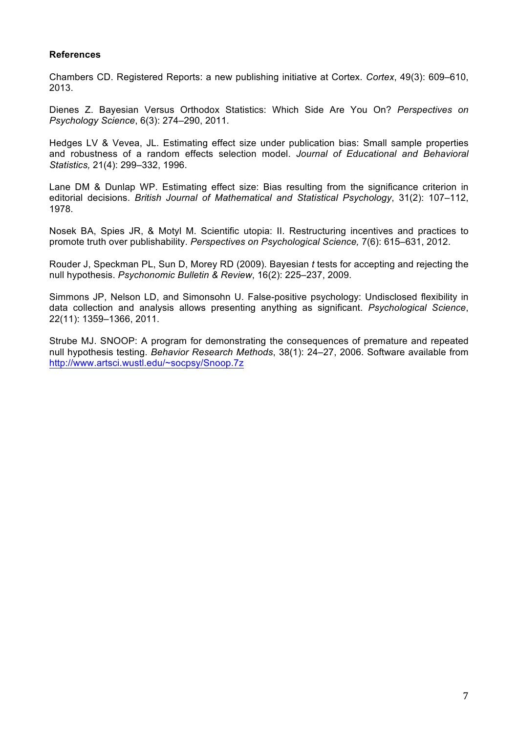**References**

Chambers CD. Registered Reports: a new publishing initiative at Cortex. *Cortex*, 49(3): 609–610, 2013.

Dienes Z. Bayesian Versus Orthodox Statistics: Which Side Are You On? *Perspectives on Psychology Science*, 6(3): 274–290, 2011.

Hedges LV & Vevea, JL. Estimating effect size under publication bias: Small sample properties and robustness of a random effects selection model. *Journal of Educational and Behavioral Statistics,* 21(4): 299–332, 1996.

Lane DM & Dunlap WP. Estimating effect size: Bias resulting from the significance criterion in editorial decisions. *British Journal of Mathematical and Statistical Psychology*, 31(2): 107–112, 1978.

Nosek BA, Spies JR, & Motyl M. Scientific utopia: II. Restructuring incentives and practices to promote truth over publishability. *Perspectives on Psychological Science,* 7(6): 615–631, 2012.

Rouder J, Speckman PL, Sun D, Morey RD (2009). Bayesian *t* tests for accepting and rejecting the null hypothesis. *Psychonomic Bulletin & Review*, 16(2): 225–237, 2009.

Simmons JP, Nelson LD, and Simonsohn U. False-positive psychology: Undisclosed flexibility in data collection and analysis allows presenting anything as significant. *Psychological Science*, 22(11): 1359–1366, 2011.

Strube MJ. SNOOP: A program for demonstrating the consequences of premature and repeated null hypothesis testing. *Behavior Research Methods*, 38(1): 24–27, 2006. Software available from http://www.artsci.wustl.edu/~socpsy/Snoop.7z